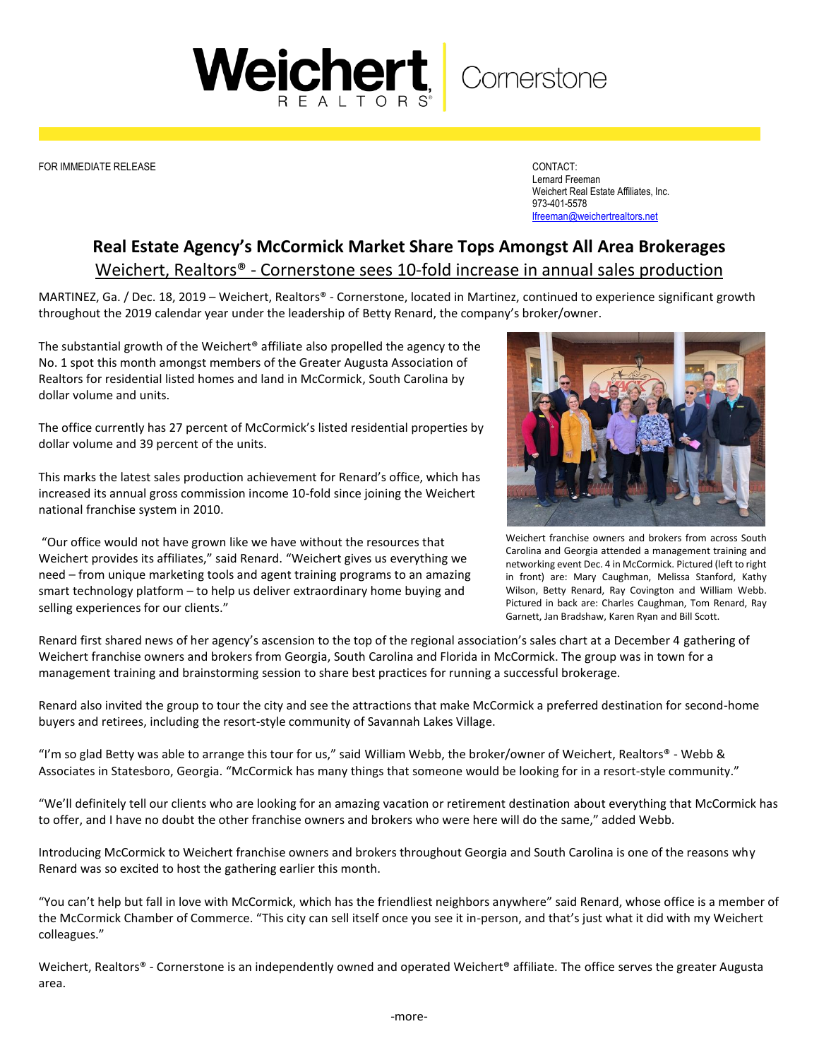Weichert REALTORS® | Cornerstone

FOR IMMEDIATE RELEASE

CONTACT:
Lernard Freeman
Weichert Real Estate Affiliates, Inc.
973-401-5578
lfreeman@weichertrealtors.net

# Real Estate Agency's McCormick Market Share Tops Amongst All Area Brokerages

## Weichert, Realtors® - Cornerstone sees 10-fold increase in annual sales production

MARTINEZ, Ga. / Dec. 18, 2019 – Weichert, Realtors® - Cornerstone, located in Martinez, continued to experience significant growth throughout the 2019 calendar year under the leadership of Betty Renard, the company's broker/owner.

The substantial growth of the Weichert® affiliate also propelled the agency to the No. 1 spot this month amongst members of the Greater Augusta Association of Realtors for residential listed homes and land in McCormick, South Carolina by dollar volume and units.

The office currently has 27 percent of McCormick's listed residential properties by dollar volume and 39 percent of the units.

This marks the latest sales production achievement for Renard's office, which has increased its annual gross commission income 10-fold since joining the Weichert national franchise system in 2010.

"Our office would not have grown like we have without the resources that Weichert provides its affiliates," said Renard. "Weichert gives us everything we need – from unique marketing tools and agent training programs to an amazing smart technology platform – to help us deliver extraordinary home buying and selling experiences for our clients."

Weichert franchise owners and brokers from across South Carolina and Georgia attended a management training and networking event Dec. 4 in McCormick. Pictured (left to right in front) are: Mary Caughman, Melissa Stanford, Kathy Wilson, Betty Renard, Ray Covington and William Webb. Pictured in back are: Charles Caughman, Tom Renard, Ray Garnett, Jan Bradshaw, Karen Ryan and Bill Scott.

Renard first shared news of her agency's ascension to the top of the regional association's sales chart at a December 4 gathering of Weichert franchise owners and brokers from Georgia, South Carolina and Florida in McCormick. The group was in town for a management training and brainstorming session to share best practices for running a successful brokerage.

Renard also invited the group to tour the city and see the attractions that make McCormick a preferred destination for second-home buyers and retirees, including the resort-style community of Savannah Lakes Village.

"I'm so glad Betty was able to arrange this tour for us," said William Webb, the broker/owner of Weichert, Realtors® - Webb & Associates in Statesboro, Georgia. "McCormick has many things that someone would be looking for in a resort-style community."

"We'll definitely tell our clients who are looking for an amazing vacation or retirement destination about everything that McCormick has to offer, and I have no doubt the other franchise owners and brokers who were here will do the same," added Webb.

Introducing McCormick to Weichert franchise owners and brokers throughout Georgia and South Carolina is one of the reasons why Renard was so excited to host the gathering earlier this month.

"You can't help but fall in love with McCormick, which has the friendliest neighbors anywhere" said Renard, whose office is a member of the McCormick Chamber of Commerce. "This city can sell itself once you see it in-person, and that's just what it did with my Weichert colleagues."

Weichert, Realtors® - Cornerstone is an independently owned and operated Weichert® affiliate. The office serves the greater Augusta area.

-more-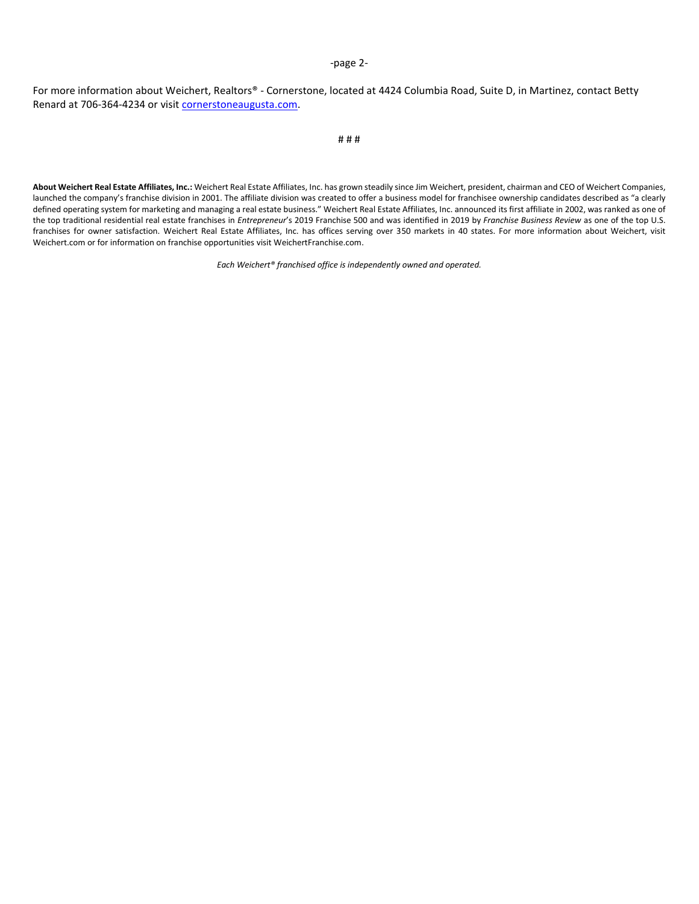For more information about Weichert, Realtors® - Cornerstone, located at 4424 Columbia Road, Suite D, in Martinez, contact Betty Renard at 706-364-4234 or visit cornerstoneaugusta.com.

# # #

**About Weichert Real Estate Affiliates, Inc.:** Weichert Real Estate Affiliates, Inc. has grown steadily since Jim Weichert, president, chairman and CEO of Weichert Companies, launched the company's franchise division in 2001. The affiliate division was created to offer a business model for franchisee ownership candidates described as "a clearly defined operating system for marketing and managing a real estate business." Weichert Real Estate Affiliates, Inc. announced its first affiliate in 2002, was ranked as one of the top traditional residential real estate franchises in *Entrepreneur*'s 2019 Franchise 500 and was identified in 2019 by *Franchise Business Review* as one of the top U.S. franchises for owner satisfaction. Weichert Real Estate Affiliates, Inc. has offices serving over 350 markets in 40 states. For more information about Weichert, visit Weichert.com or for information on franchise opportunities visit WeichertFranchise.com.

*Each Weichert® franchised office is independently owned and operated.*